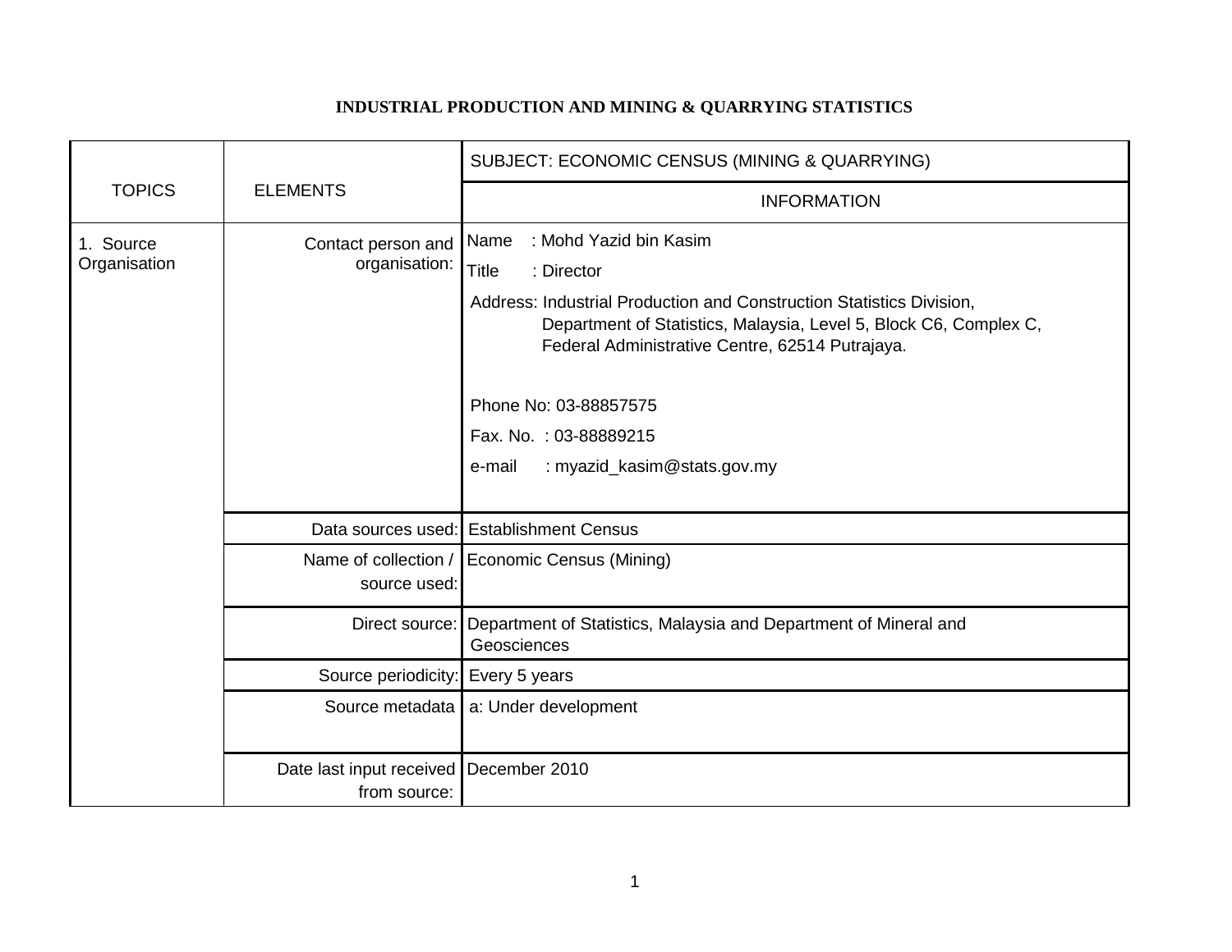# INDUSTRIAL PRODUCTION AND MINING & QUARRYING STATISTICS

| TOPICS | ELEMENTS | SUBJECT: ECONOMIC CENSUS (MINING & QUARRYING) |
|---|---|---|
| | | INFORMATION |
| 1. Source Organisation | Contact person and organisation: | Name : Mohd Yazid bin Kasim<br>Title : Director<br>Address: Industrial Production and Construction Statistics Division, Department of Statistics, Malaysia, Level 5, Block C6, Complex C, Federal Administrative Centre, 62514 Putrajaya.<br><br>Phone No: 03-88857575<br>Fax. No. : 03-88889215<br>e-mail : myazid_kasim@stats.gov.my |
| | Data sources used: | Establishment Census |
| | Name of collection / source used: | Economic Census (Mining) |
| | Direct source: | Department of Statistics, Malaysia and Department of Mineral and Geosciences |
| | Source periodicity: | Every 5 years |
| | Source metadata | a: Under development |
| | Date last input received from source: | December 2010 |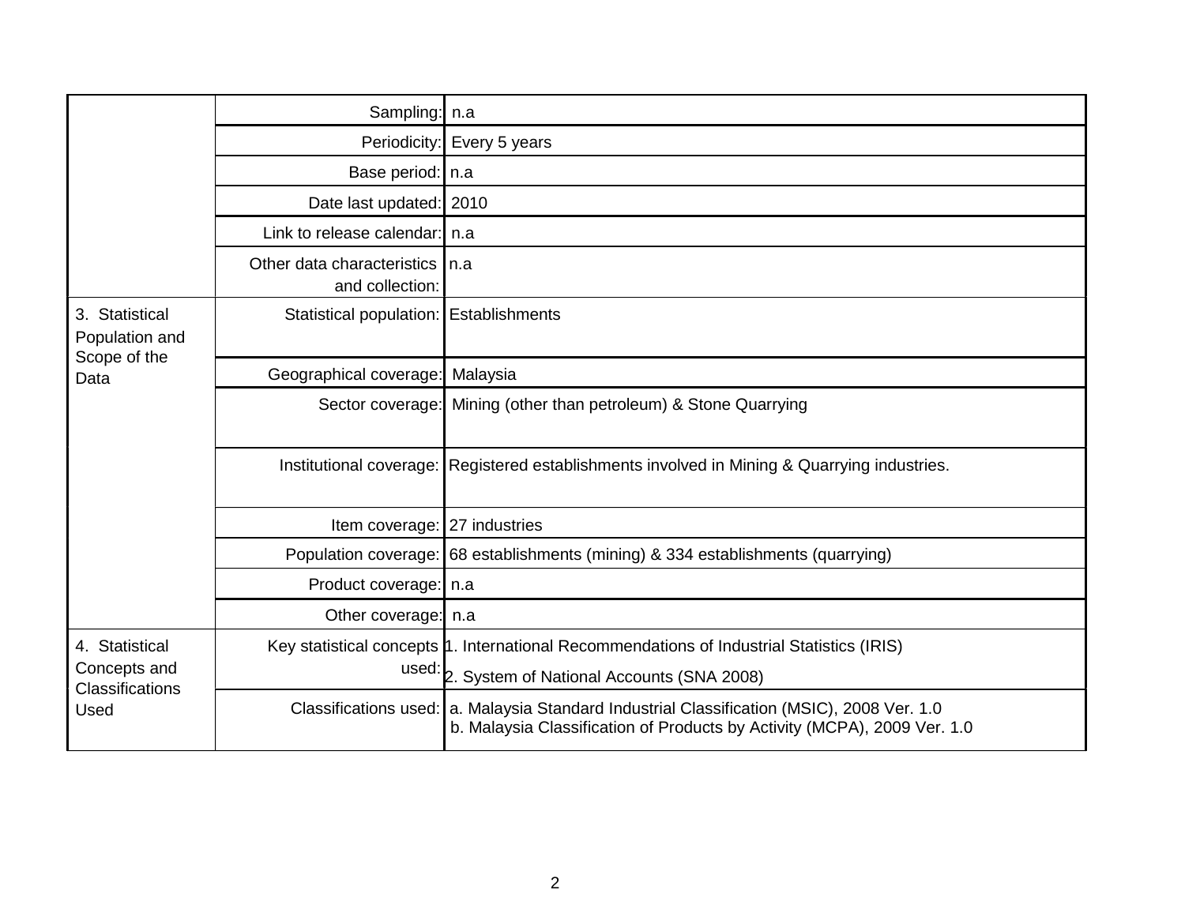| | | |
|---|---|---|
| | Sampling: | n.a |
| | Periodicity: | Every 5 years |
| | Base period: | n.a |
| | Date last updated: | 2010 |
| | Link to release calendar: | n.a |
| | Other data characteristics and collection: | n.a |
| 3. Statistical Population and Scope of the Data | Statistical population: | Establishments |
| | Geographical coverage: | Malaysia |
| | Sector coverage: | Mining (other than petroleum) & Stone Quarrying |
| | Institutional coverage: | Registered establishments involved in Mining & Quarrying industries. |
| | Item coverage: | 27 industries |
| | Population coverage: | 68 establishments (mining) & 334 establishments (quarrying) |
| | Product coverage: | n.a |
| | Other coverage: | n.a |
| 4. Statistical Concepts and Classifications Used | Key statistical concepts used: | 1. International Recommendations of Industrial Statistics (IRIS)<br>2. System of National Accounts (SNA 2008) |
| | Classifications used: | a. Malaysia Standard Industrial Classification (MSIC), 2008 Ver. 1.0<br>b. Malaysia Classification of Products by Activity (MCPA), 2009 Ver. 1.0 |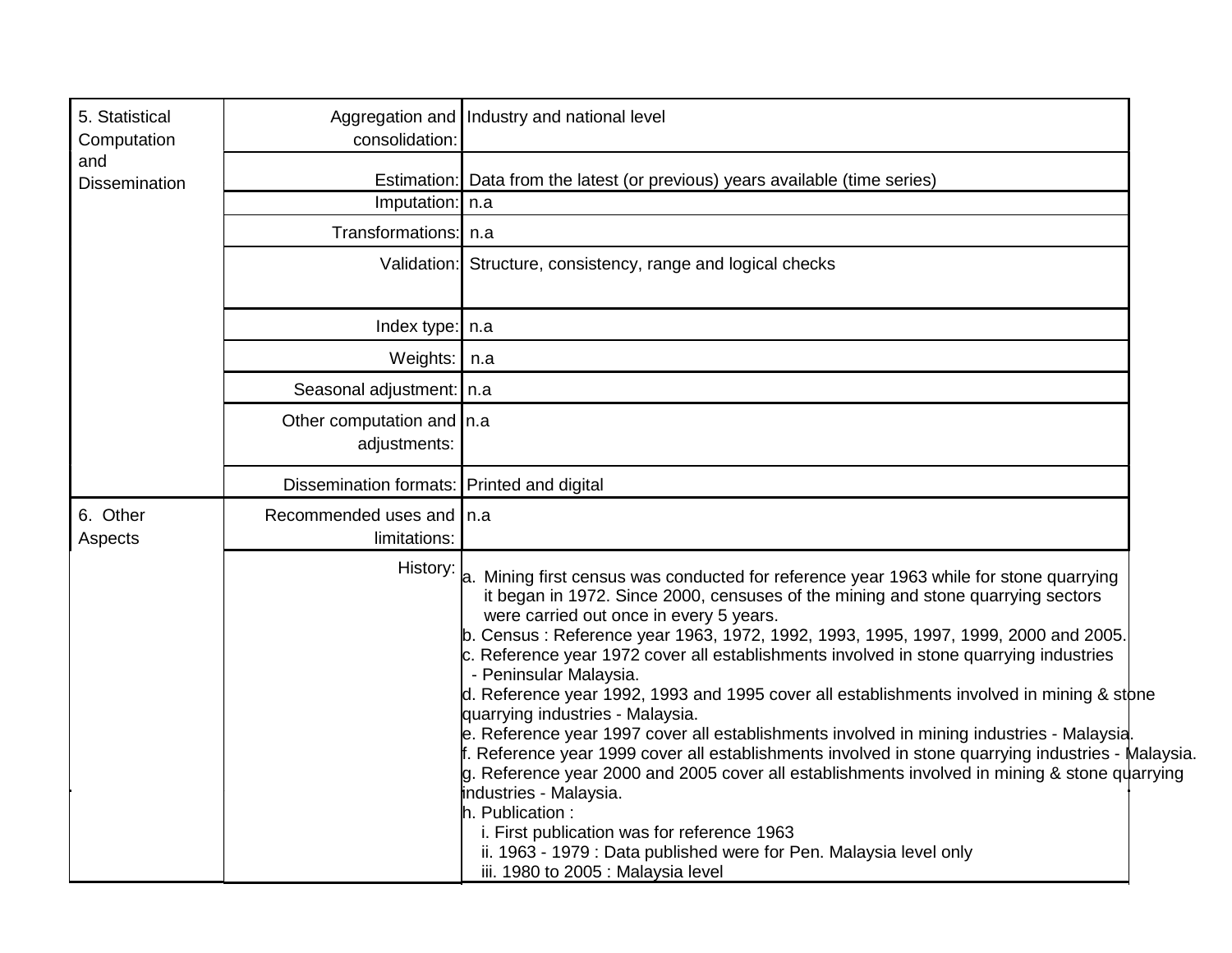| | | |
|---|---|---|
| 5. Statistical Computation and Dissemination | Aggregation and consolidation: | Industry and national level |
| | Estimation: | Data from the latest (or previous) years available (time series) |
| | Imputation: | n.a |
| | Transformations: | n.a |
| | Validation: | Structure, consistency, range and logical checks |
| | Index type: | n.a |
| | Weights: | n.a |
| | Seasonal adjustment: | n.a |
| | Other computation and adjustments: | n.a |
| | Dissemination formats: | Printed and digital |
| 6. Other Aspects | Recommended uses and limitations: | n.a |
| | History: | a. Mining first census was conducted for reference year 1963 while for stone quarrying it began in 1972. Since 2000, censuses of the mining and stone quarrying sectors were carried out once in every 5 years.<br>b. Census : Reference year 1963, 1972, 1992, 1993, 1995, 1997, 1999, 2000 and 2005.<br>c. Reference year 1972 cover all establishments involved in stone quarrying industries - Peninsular Malaysia.<br>d. Reference year 1992, 1993 and 1995 cover all establishments involved in mining & stone quarrying industries - Malaysia.<br>e. Reference year 1997 cover all establishments involved in mining industries - Malaysia.<br>f. Reference year 1999 cover all establishments involved in stone quarrying industries - Malaysia.<br>g. Reference year 2000 and 2005 cover all establishments involved in mining & stone quarrying industries - Malaysia.<br>h. Publication :<br>i. First publication was for reference 1963<br>ii. 1963 - 1979 : Data published were for Pen. Malaysia level only<br>iii. 1980 to 2005 : Malaysia level |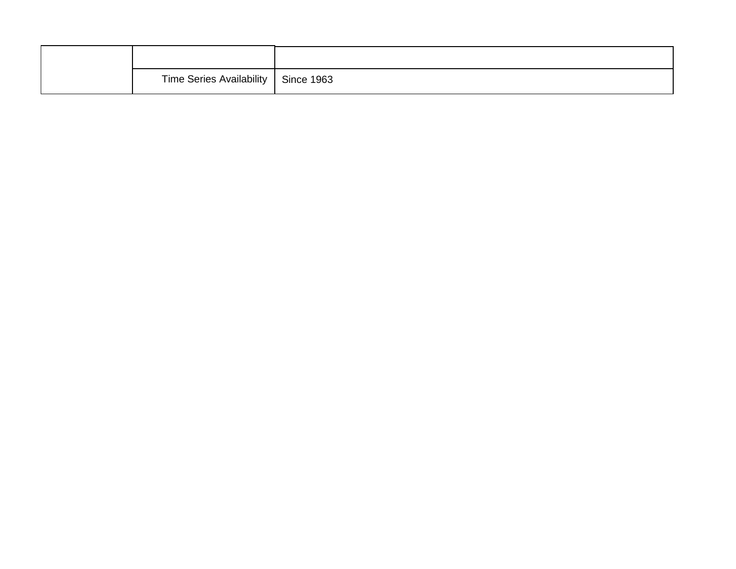| | | |
|---|---|---|
| | | |
| | Time Series Availability | Since 1963 |